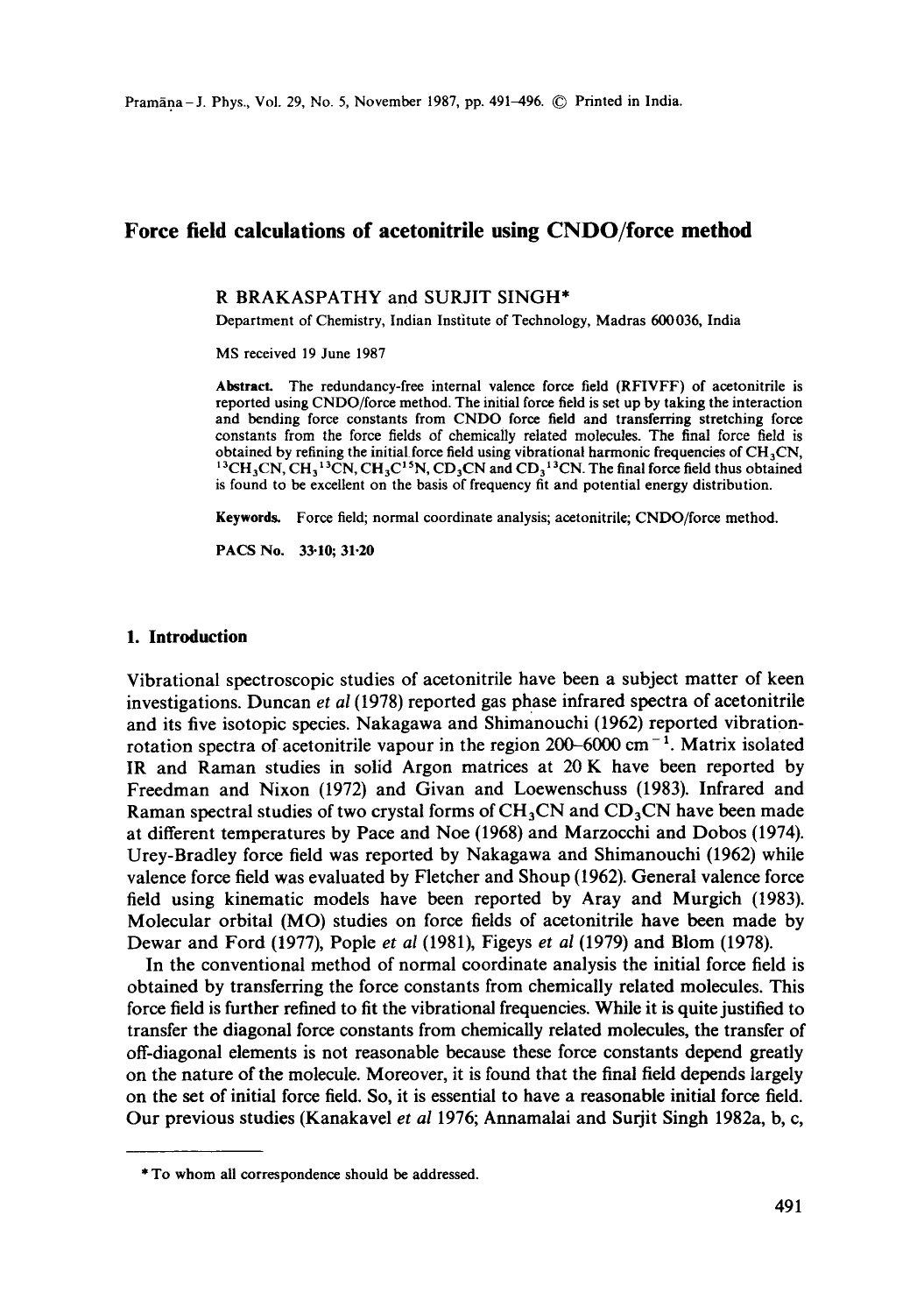# Force field calculations of acetonitrile using CNDO/force method

R BRAKASPATHY and SURJIT SINGH*

Department of Chemistry, Indian Institute of Technology, Madras 600036, India

MS received 19 June 1987

**Abstract.** The redundancy-free internal valence force field (RFIVFF) of acetonitrile is reported using CNDO/force method. The initial force field is set up by taking the interaction and bending force constants from CNDO force field and transferring stretching force constants from the force fields of chemically related molecules. The final force field is obtained by refining the initial force field using vibrational harmonic frequencies of $CH_3CN$, $^{13}CH_3CN$, $CH_3{}^{13}CN$, $CH_3C^{15}N$, $CD_3CN$ and $CD_3{}^{13}CN$. The final force field thus obtained is found to be excellent on the basis of frequency fit and potential energy distribution.

**Keywords.** Force field; normal coordinate analysis; acetonitrile; CNDO/force method.

**PACS No.** 33·10; 31·20

## 1. Introduction

Vibrational spectroscopic studies of acetonitrile have been a subject matter of keen investigations. Duncan *et al* (1978) reported gas phase infrared spectra of acetonitrile and its five isotopic species. Nakagawa and Shimanouchi (1962) reported vibration-rotation spectra of acetonitrile vapour in the region 200–6000 $cm^{-1}$. Matrix isolated IR and Raman studies in solid Argon matrices at 20 K have been reported by Freedman and Nixon (1972) and Givan and Loewenschuss (1983). Infrared and Raman spectral studies of two crystal forms of $CH_3CN$ and $CD_3CN$ have been made at different temperatures by Pace and Noe (1968) and Marzocchi and Dobos (1974). Urey-Bradley force field was reported by Nakagawa and Shimanouchi (1962) while valence force field was evaluated by Fletcher and Shoup (1962). General valence force field using kinematic models have been reported by Aray and Murgich (1983). Molecular orbital (MO) studies on force fields of acetonitrile have been made by Dewar and Ford (1977), Pople *et al* (1981), Figeys *et al* (1979) and Blom (1978).

In the conventional method of normal coordinate analysis the initial force field is obtained by transferring the force constants from chemically related molecules. This force field is further refined to fit the vibrational frequencies. While it is quite justified to transfer the diagonal force constants from chemically related molecules, the transfer of off-diagonal elements is not reasonable because these force constants depend greatly on the nature of the molecule. Moreover, it is found that the final field depends largely on the set of initial force field. So, it is essential to have a reasonable initial force field. Our previous studies (Kanakavel *et al* 1976; Annamalai and Surjit Singh 1982a, b, c,

---

* To whom all correspondence should be addressed.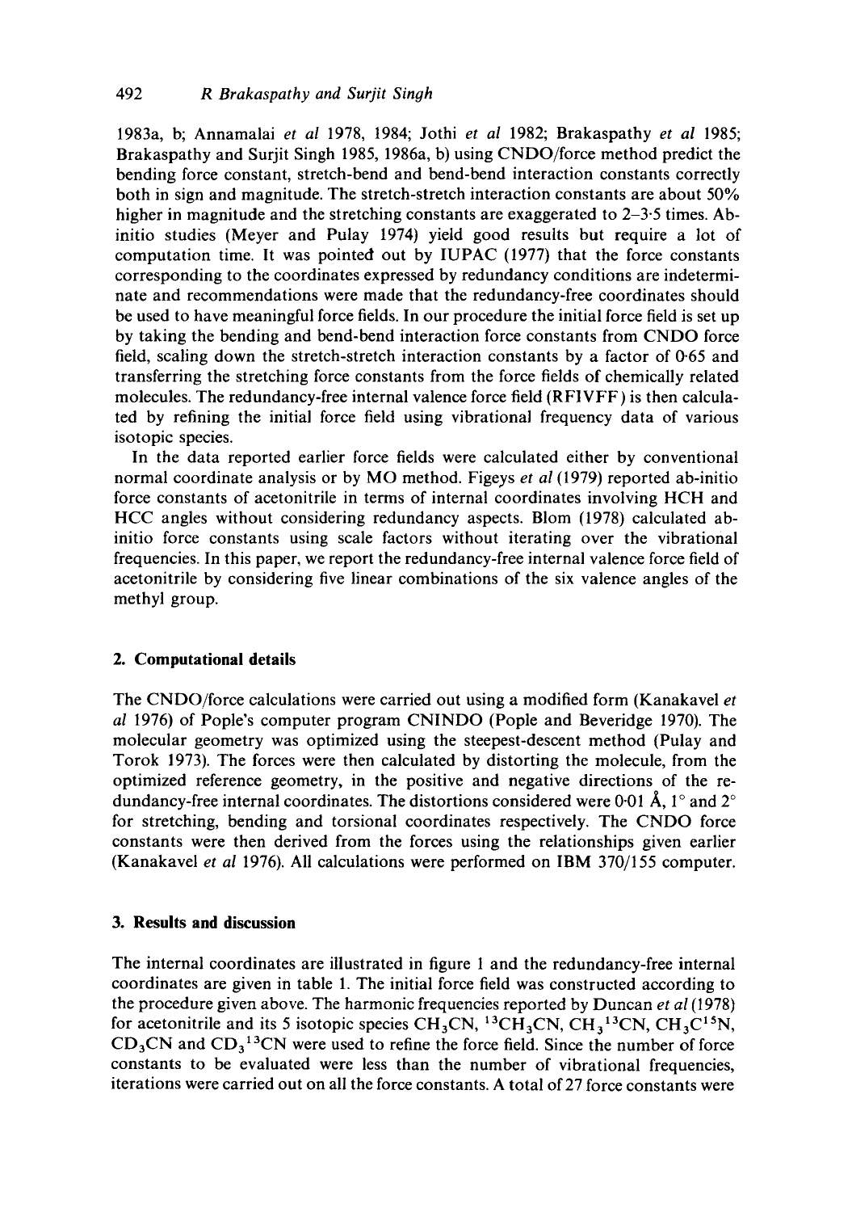1983a, b; Annamalai *et al* 1978, 1984; Jothi *et al* 1982; Brakaspathy *et al* 1985; Brakaspathy and Surjit Singh 1985, 1986a, b) using CNDO/force method predict the bending force constant, stretch-bend and bend-bend interaction constants correctly both in sign and magnitude. The stretch-stretch interaction constants are about 50% higher in magnitude and the stretching constants are exaggerated to 2–3·5 times. Ab-initio studies (Meyer and Pulay 1974) yield good results but require a lot of computation time. It was pointed out by IUPAC (1977) that the force constants corresponding to the coordinates expressed by redundancy conditions are indeterminate and recommendations were made that the redundancy-free coordinates should be used to have meaningful force fields. In our procedure the initial force field is set up by taking the bending and bend-bend interaction force constants from CNDO force field, scaling down the stretch-stretch interaction constants by a factor of 0·65 and transferring the stretching force constants from the force fields of chemically related molecules. The redundancy-free internal valence force field (RFIVFF) is then calculated by refining the initial force field using vibrational frequency data of various isotopic species.

In the data reported earlier force fields were calculated either by conventional normal coordinate analysis or by MO method. Figeys *et al* (1979) reported ab-initio force constants of acetonitrile in terms of internal coordinates involving HCH and HCC angles without considering redundancy aspects. Blom (1978) calculated ab-initio force constants using scale factors without iterating over the vibrational frequencies. In this paper, we report the redundancy-free internal valence force field of acetonitrile by considering five linear combinations of the six valence angles of the methyl group.

## 2. Computational details

The CNDO/force calculations were carried out using a modified form (Kanakavel *et al* 1976) of Pople's computer program CNINDO (Pople and Beveridge 1970). The molecular geometry was optimized using the steepest-descent method (Pulay and Torok 1973). The forces were then calculated by distorting the molecule, from the optimized reference geometry, in the positive and negative directions of the redundancy-free internal coordinates. The distortions considered were 0·01 Å, 1° and 2° for stretching, bending and torsional coordinates respectively. The CNDO force constants were then derived from the forces using the relationships given earlier (Kanakavel *et al* 1976). All calculations were performed on IBM 370/155 computer.

## 3. Results and discussion

The internal coordinates are illustrated in figure 1 and the redundancy-free internal coordinates are given in table 1. The initial force field was constructed according to the procedure given above. The harmonic frequencies reported by Duncan *et al* (1978) for acetonitrile and its 5 isotopic species $CH_3CN$, $^{13}CH_3CN$, $CH_3{}^{13}CN$, $CH_3C^{15}N$, $CD_3CN$ and $CD_3{}^{13}CN$ were used to refine the force field. Since the number of force constants to be evaluated were less than the number of vibrational frequencies, iterations were carried out on all the force constants. A total of 27 force constants were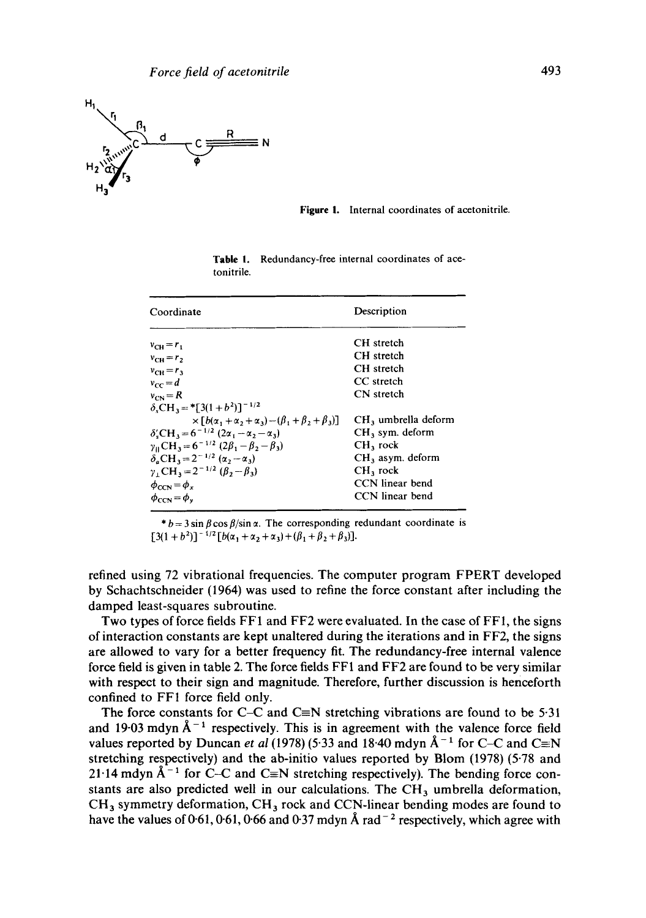Figure 1. Internal coordinates of acetonitrile.

Table 1. Redundancy-free internal coordinates of acetonitrile.

| Coordinate | Description |
|---|---|
| $\nu_{CH} = r_1$ | CH stretch |
| $\nu_{CH} = r_2$ | CH stretch |
| $\nu_{CH} = r_3$ | CH stretch |
| $\nu_{CC} = d$ | CC stretch |
| $\nu_{CN} = R$ | CN stretch |
| $\delta_s CH_3 = {}^*[3(1+b^2)]^{-1/2} \times [b(\alpha_1+\alpha_2+\alpha_3) - (\beta_1+\beta_2+\beta_3)]$ | $CH_3$ umbrella deform |
| $\delta_s' CH_3 = 6^{-1/2}(2\alpha_1 - \alpha_2 - \alpha_3)$ | $CH_3$ sym. deform |
| $\gamma_{\parallel} CH_3 = 6^{-1/2}(2\beta_1 - \beta_2 - \beta_3)$ | $CH_3$ rock |
| $\delta_a CH_3 = 2^{-1/2}(\alpha_2 - \alpha_3)$ | $CH_3$ asym. deform |
| $\gamma_{\perp} CH_3 = 2^{-1/2}(\beta_2 - \beta_3)$ | $CH_3$ rock |
| $\phi_{CCN} = \phi_x$ | CCN linear bend |
| $\phi_{CCN} = \phi_y$ | CCN linear bend |

\* $b = 3 \sin\beta \cos\beta / \sin\alpha$. The corresponding redundant coordinate is $[3(1+b^2)]^{-1/2}[b(\alpha_1+\alpha_2+\alpha_3)+(\beta_1+\beta_2+\beta_3)]$.

refined using 72 vibrational frequencies. The computer program FPERT developed by Schachtschneider (1964) was used to refine the force constant after including the damped least-squares subroutine.

Two types of force fields FF1 and FF2 were evaluated. In the case of FF1, the signs of interaction constants are kept unaltered during the iterations and in FF2, the signs are allowed to vary for a better frequency fit. The redundancy-free internal valence force field is given in table 2. The force fields FF1 and FF2 are found to be very similar with respect to their sign and magnitude. Therefore, further discussion is henceforth confined to FF1 force field only.

The force constants for C–C and C≡N stretching vibrations are found to be 5·31 and 19·03 mdyn $Å^{-1}$ respectively. This is in agreement with the valence force field values reported by Duncan *et al* (1978) (5·33 and 18·40 mdyn $Å^{-1}$ for C–C and C≡N stretching respectively) and the ab-initio values reported by Blom (1978) (5·78 and 21·14 mdyn $Å^{-1}$ for C–C and C≡N stretching respectively). The bending force constants are also predicted well in our calculations. The $CH_3$ umbrella deformation, $CH_3$ symmetry deformation, $CH_3$ rock and CCN-linear bending modes are found to have the values of 0·61, 0·61, 0·66 and 0·37 mdyn Å $rad^{-2}$ respectively, which agree with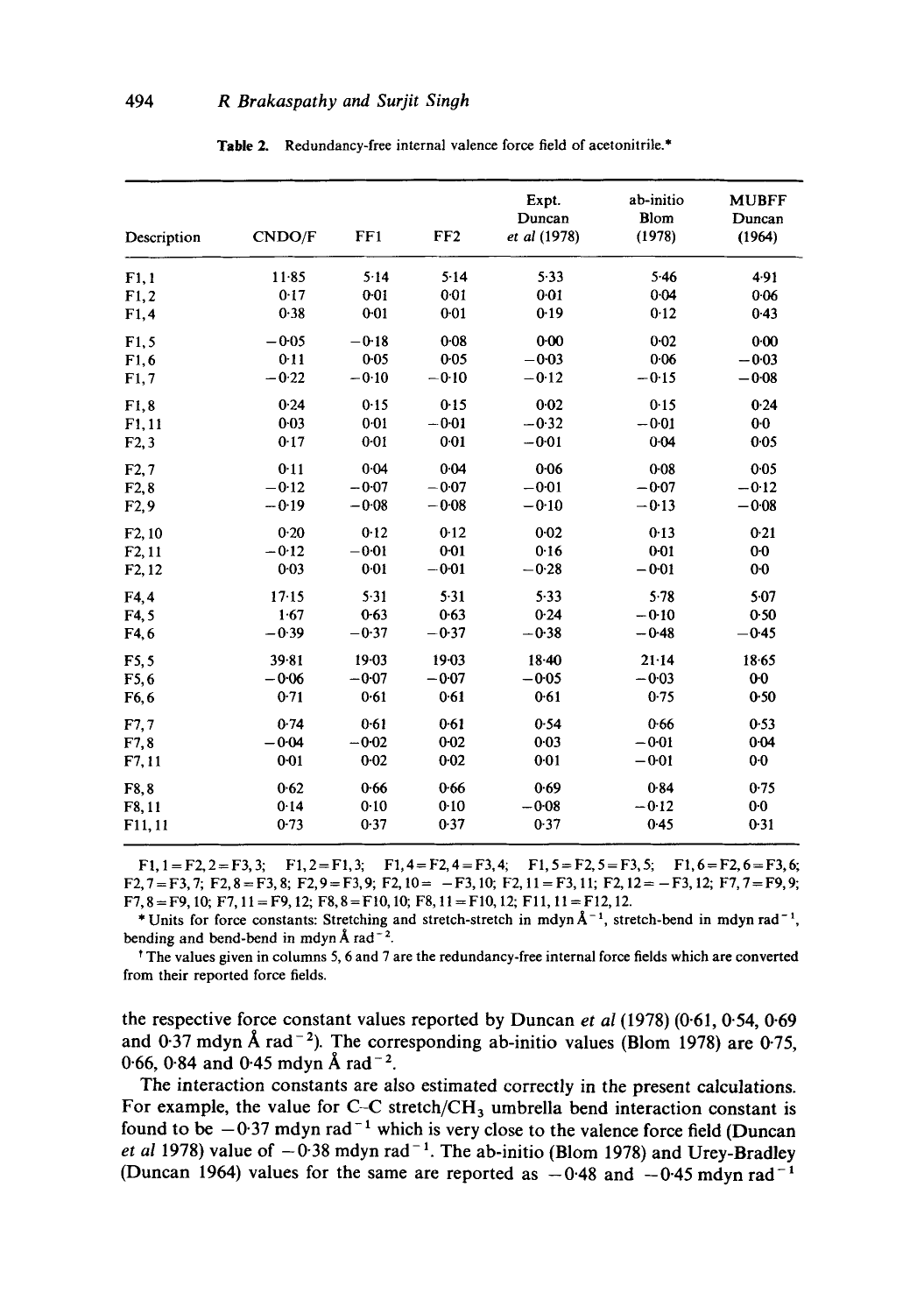Table 2. Redundancy-free internal valence force field of acetonitrile.*

| Description | CNDO/F | FF1 | FF2 | Expt. Duncan *et al* (1978) | ab-initio Blom (1978) | MUBFF Duncan (1964) |
|---|---|---|---|---|---|---|
| F1, 1 | 11·85 | 5·14 | 5·14 | 5·33 | 5·46 | 4·91 |
| F1, 2 | 0·17 | 0·01 | 0·01 | 0·01 | 0·04 | 0·06 |
| F1, 4 | 0·38 | 0·01 | 0·01 | 0·19 | 0·12 | 0·43 |
| F1, 5 | −0·05 | −0·18 | 0·08 | 0·00 | 0·02 | 0·00 |
| F1, 6 | 0·11 | 0·05 | 0·05 | −0·03 | 0·06 | −0·03 |
| F1, 7 | −0·22 | −0·10 | −0·10 | −0·12 | −0·15 | −0·08 |
| F1, 8 | 0·24 | 0·15 | 0·15 | 0·02 | 0·15 | 0·24 |
| F1, 11 | 0·03 | 0·01 | −0·01 | −0·32 | −0·01 | 0·0 |
| F2, 3 | 0·17 | 0·01 | 0·01 | −0·01 | 0·04 | 0·05 |
| F2, 7 | 0·11 | 0·04 | 0·04 | 0·06 | 0·08 | 0·05 |
| F2, 8 | −0·12 | −0·07 | −0·07 | −0·01 | −0·07 | −0·12 |
| F2, 9 | −0·19 | −0·08 | −0·08 | −0·10 | −0·13 | −0·08 |
| F2, 10 | 0·20 | 0·12 | 0·12 | 0·02 | 0·13 | 0·21 |
| F2, 11 | −0·12 | −0·01 | 0·01 | 0·16 | 0·01 | 0·0 |
| F2, 12 | 0·03 | 0·01 | −0·01 | −0·28 | −0·01 | 0·0 |
| F4, 4 | 17·15 | 5·31 | 5·31 | 5·33 | 5·78 | 5·07 |
| F4, 5 | 1·67 | 0·63 | 0·63 | 0·24 | −0·10 | 0·50 |
| F4, 6 | −0·39 | −0·37 | −0·37 | −0·38 | −0·48 | −0·45 |
| F5, 5 | 39·81 | 19·03 | 19·03 | 18·40 | 21·14 | 18·65 |
| F5, 6 | −0·06 | −0·07 | −0·07 | −0·05 | −0·03 | 0·0 |
| F6, 6 | 0·71 | 0·61 | 0·61 | 0·61 | 0·75 | 0·50 |
| F7, 7 | 0·74 | 0·61 | 0·61 | 0·54 | 0·66 | 0·53 |
| F7, 8 | −0·04 | −0·02 | 0·02 | 0·03 | −0·01 | 0·04 |
| F7, 11 | 0·01 | 0·02 | 0·02 | 0·01 | −0·01 | 0·0 |
| F8, 8 | 0·62 | 0·66 | 0·66 | 0·69 | 0·84 | 0·75 |
| F8, 11 | 0·14 | 0·10 | 0·10 | −0·08 | −0·12 | 0·0 |
| F11, 11 | 0·73 | 0·37 | 0·37 | 0·37 | 0·45 | 0·31 |

F1, 1 = F2, 2 = F3, 3; F1, 2 = F1, 3; F1, 4 = F2, 4 = F3, 4; F1, 5 = F2, 5 = F3, 5; F1, 6 = F2, 6 = F3, 6; F2, 7 = F3, 7; F2, 8 = F3, 8; F2, 9 = F3, 9; F2, 10 = −F3, 10; F2, 11 = F3, 11; F2, 12 = −F3, 12; F7, 7 = F9, 9; F7, 8 = F9, 10; F7, 11 = F9, 12; F8, 8 = F10, 10; F8, 11 = F10, 12; F11, 11 = F12, 12.

\* Units for force constants: Stretching and stretch-stretch in mdyn $Å^{-1}$, stretch-bend in mdyn $rad^{-1}$, bending and bend-bend in mdyn Å $rad^{-2}$.

† The values given in columns 5, 6 and 7 are the redundancy-free internal force fields which are converted from their reported force fields.

the respective force constant values reported by Duncan *et al* (1978) (0·61, 0·54, 0·69 and 0·37 mdyn Å $rad^{-2}$). The corresponding ab-initio values (Blom 1978) are 0·75, 0·66, 0·84 and 0·45 mdyn Å $rad^{-2}$.

The interaction constants are also estimated correctly in the present calculations. For example, the value for C–C stretch/$CH_3$ umbrella bend interaction constant is found to be −0·37 mdyn $rad^{-1}$ which is very close to the valence force field (Duncan *et al* 1978) value of −0·38 mdyn $rad^{-1}$. The ab-initio (Blom 1978) and Urey-Bradley (Duncan 1964) values for the same are reported as −0·48 and −0·45 mdyn $rad^{-1}$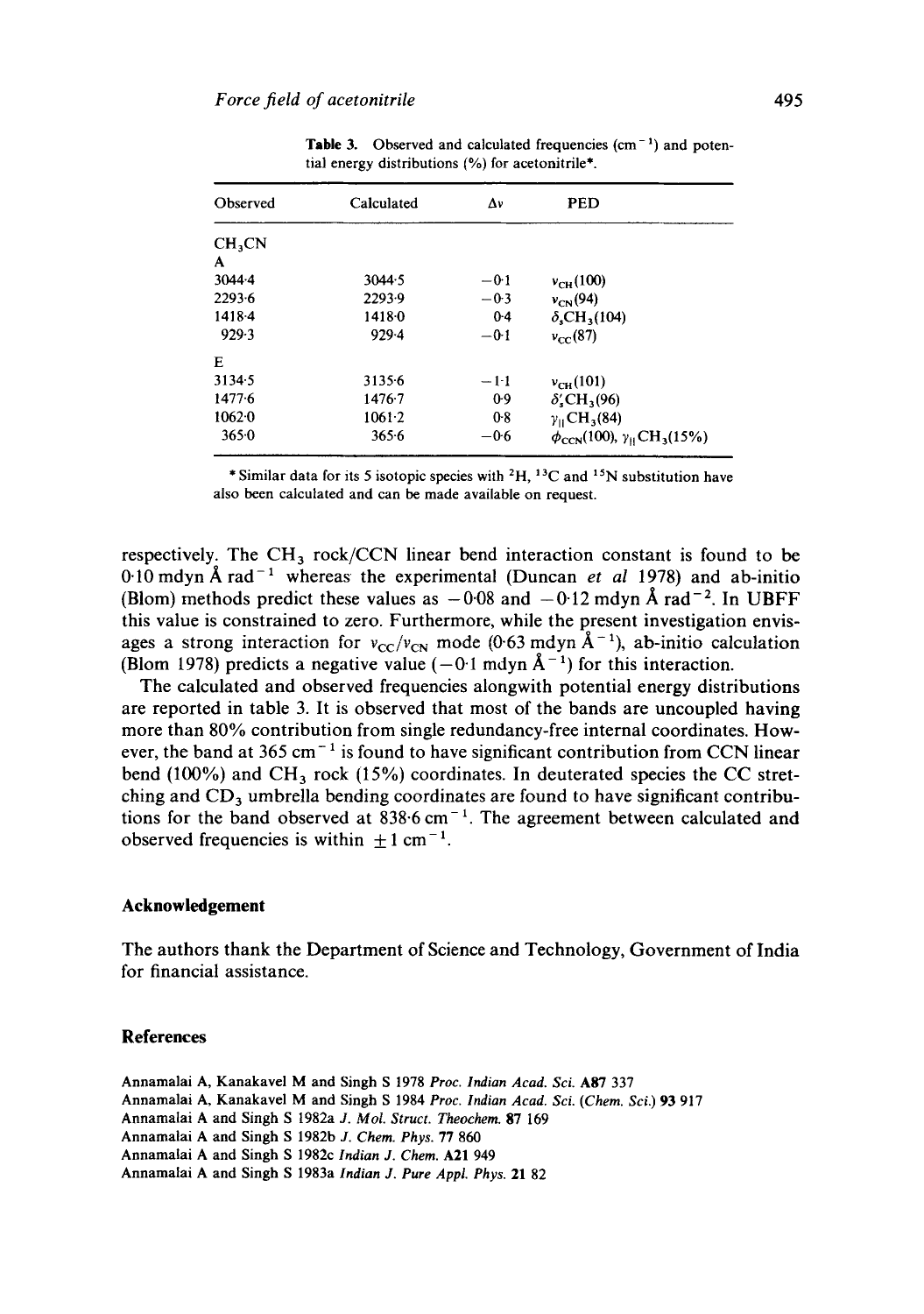**Table 3.** Observed and calculated frequencies ($cm^{-1}$) and potential energy distributions (%) for acetonitrile*.

| Observed | Calculated | $\Delta\nu$ | PED |
|---|---|---|---|
| $CH_3CN$ | | | |
| A | | | |
| 3044·4 | 3044·5 | −0·1 | $\nu_{CH}(100)$ |
| 2293·6 | 2293·9 | −0·3 | $\nu_{CN}(94)$ |
| 1418·4 | 1418·0 | 0·4 | $\delta_s CH_3(104)$ |
| 929·3 | 929·4 | −0·1 | $\nu_{CC}(87)$ |
| E | | | |
| 3134·5 | 3135·6 | −1·1 | $\nu_{CH}(101)$ |
| 1477·6 | 1476·7 | 0·9 | $\delta'_s CH_3(96)$ |
| 1062·0 | 1061·2 | 0·8 | $\gamma_{\parallel} CH_3(84)$ |
| 365·0 | 365·6 | −0·6 | $\phi_{CCN}(100)$, $\gamma_{\parallel} CH_3(15\%)$ |

* Similar data for its 5 isotopic species with $^2H$, $^{13}C$ and $^{15}N$ substitution have also been calculated and can be made available on request.

respectively. The $CH_3$ rock/CCN linear bend interaction constant is found to be 0·10 mdyn Å $rad^{-1}$ whereas the experimental (Duncan *et al* 1978) and ab-initio (Blom) methods predict these values as −0·08 and −0·12 mdyn Å $rad^{-2}$. In UBFF this value is constrained to zero. Furthermore, while the present investigation envisages a strong interaction for $\nu_{CC}/\nu_{CN}$ mode (0·63 mdyn Å$^{-1}$), ab-initio calculation (Blom 1978) predicts a negative value (−0·1 mdyn Å$^{-1}$) for this interaction.

The calculated and observed frequencies alongwith potential energy distributions are reported in table 3. It is observed that most of the bands are uncoupled having more than 80% contribution from single redundancy-free internal coordinates. However, the band at 365 $cm^{-1}$ is found to have significant contribution from CCN linear bend (100%) and $CH_3$ rock (15%) coordinates. In deuterated species the CC stretching and $CD_3$ umbrella bending coordinates are found to have significant contributions for the band observed at 838·6 $cm^{-1}$. The agreement between calculated and observed frequencies is within $\pm 1$ $cm^{-1}$.

## Acknowledgement

The authors thank the Department of Science and Technology, Government of India for financial assistance.

## References

Annamalai A, Kanakavel M and Singh S 1978 *Proc. Indian Acad. Sci.* **A87** 337

Annamalai A, Kanakavel M and Singh S 1984 *Proc. Indian Acad. Sci. (Chem. Sci.)* **93** 917

Annamalai A and Singh S 1982a *J. Mol. Struct. Theochem.* **87** 169

Annamalai A and Singh S 1982b *J. Chem. Phys.* **77** 860

Annamalai A and Singh S 1982c *Indian J. Chem.* **A21** 949

Annamalai A and Singh S 1983a *Indian J. Pure Appl. Phys.* **21** 82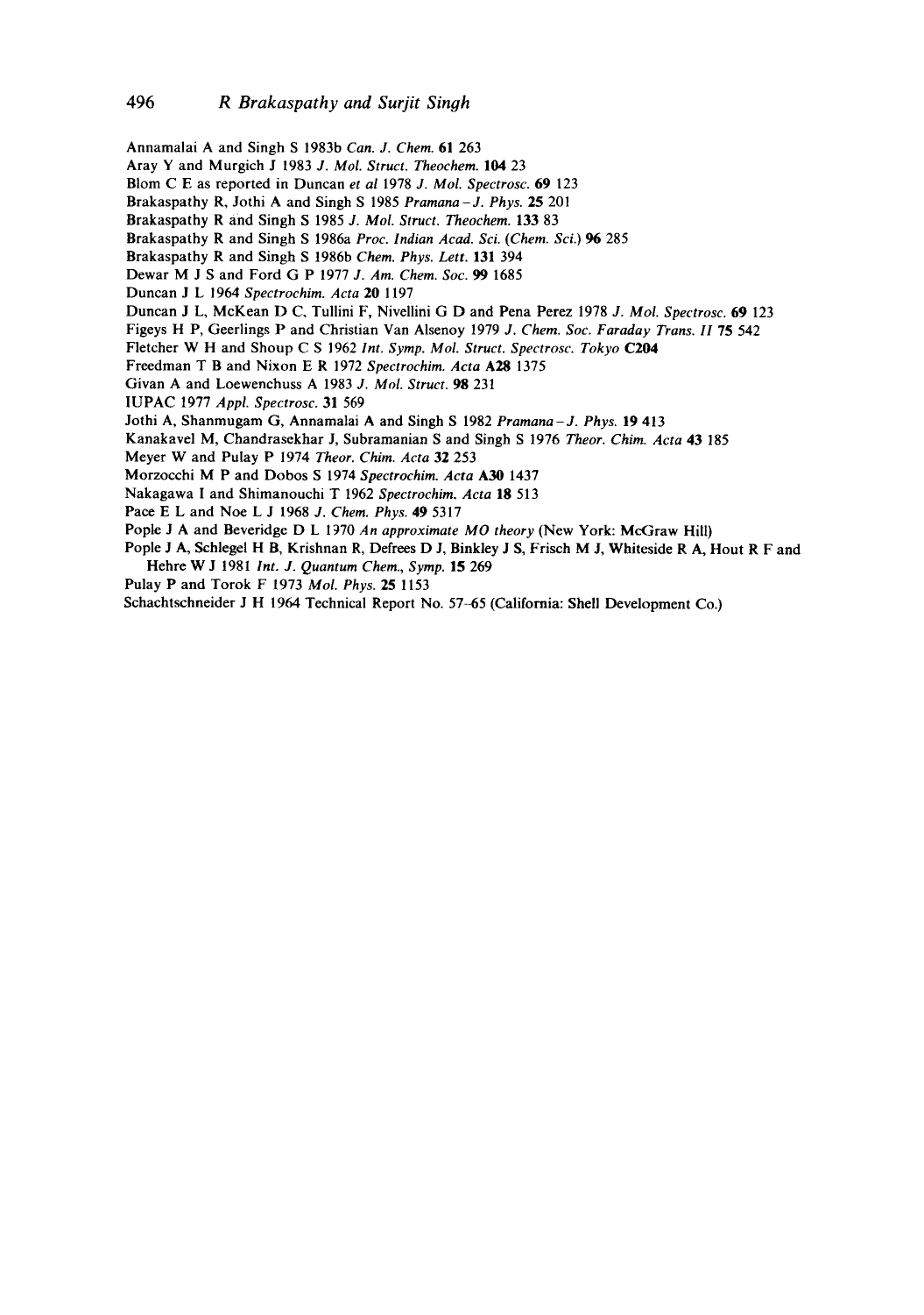Annamalai A and Singh S 1983b *Can. J. Chem.* **61** 263

Aray Y and Murgich J 1983 *J. Mol. Struct. Theochem.* **104** 23

Blom C E as reported in Duncan *et al* 1978 *J. Mol. Spectrosc.* **69** 123

Brakaspathy R, Jothi A and Singh S 1985 *Pramana – J. Phys.* **25** 201

Brakaspathy R and Singh S 1985 *J. Mol. Struct. Theochem.* **133** 83

Brakaspathy R and Singh S 1986a *Proc. Indian Acad. Sci. (Chem. Sci.)* **96** 285

Brakaspathy R and Singh S 1986b *Chem. Phys. Lett.* **131** 394

Dewar M J S and Ford G P 1977 *J. Am. Chem. Soc.* **99** 1685

Duncan J L 1964 *Spectrochim. Acta* **20** 1197

Duncan J L, McKean D C, Tullini F, Nivellini G D and Pena Perez 1978 *J. Mol. Spectrosc.* **69** 123

Figeys H P, Geerlings P and Christian Van Alsenoy 1979 *J. Chem. Soc. Faraday Trans. II* **75** 542

Fletcher W H and Shoup C S 1962 *Int. Symp. Mol. Struct. Spectrosc. Tokyo* **C204**

Freedman T B and Nixon E R 1972 *Spectrochim. Acta* **A28** 1375

Givan A and Loewenchuss A 1983 *J. Mol. Struct.* **98** 231

IUPAC 1977 *Appl. Spectrosc.* **31** 569

Jothi A, Shanmugam G, Annamalai A and Singh S 1982 *Pramana – J. Phys.* **19** 413

Kanakavel M, Chandrasekhar J, Subramanian S and Singh S 1976 *Theor. Chim. Acta* **43** 185

Meyer W and Pulay P 1974 *Theor. Chim. Acta* **32** 253

Morzocchi M P and Dobos S 1974 *Spectrochim. Acta* **A30** 1437

Nakagawa I and Shimanouchi T 1962 *Spectrochim. Acta* **18** 513

Pace E L and Noe L J 1968 *J. Chem. Phys.* **49** 5317

Pople J A and Beveridge D L 1970 *An approximate MO theory* (New York: McGraw Hill)

Pople J A, Schlegel H B, Krishnan R, Defrees D J, Binkley J S, Frisch M J, Whiteside R A, Hout R F and Hehre W J 1981 *Int. J. Quantum Chem., Symp.* **15** 269

Pulay P and Torok F 1973 *Mol. Phys.* **25** 1153

Schachtschneider J H 1964 Technical Report No. 57–65 (California: Shell Development Co.)